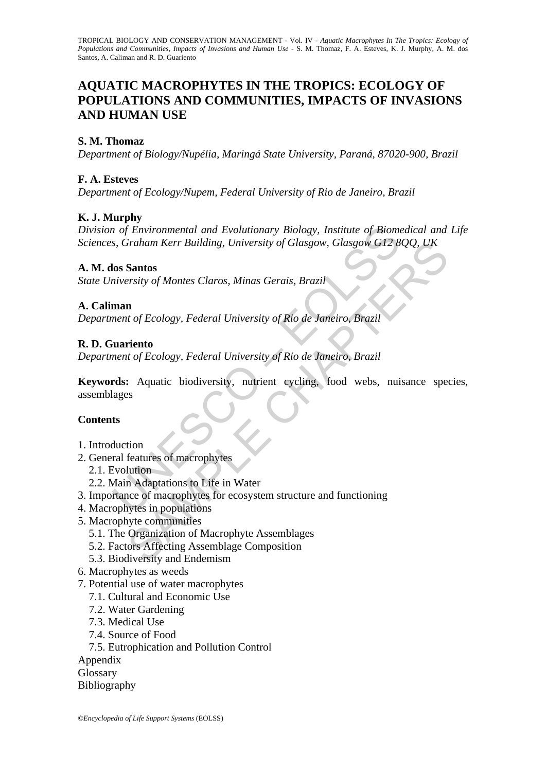# AQUATIC MACROPHYTES IN THE TROPICS: ECOLOGY OF POPULATIONS AND COMMUNITIES, IMPACTS OF INVASIONS AND HUMAN USE

**S. M. Thomaz**

*Department of Biology/Nupélia, Maringá State University, Paraná, 87020-900, Brazil*

**F. A. Esteves**

*Department of Ecology/Nupem, Federal University of Rio de Janeiro, Brazil*

**K. J. Murphy**

*Division of Environmental and Evolutionary Biology, Institute of Biomedical and Life Sciences, Graham Kerr Building, University of Glasgow, Glasgow G12 8QQ, UK*

**A. M. dos Santos**

*State University of Montes Claros, Minas Gerais, Brazil*

**A. Caliman**

*Department of Ecology, Federal University of Rio de Janeiro, Brazil*

**R. D. Guariento**

*Department of Ecology, Federal University of Rio de Janeiro, Brazil*

**Keywords:** Aquatic biodiversity, nutrient cycling, food webs, nuisance species, assemblages

**Contents**

1. Introduction
2. General features of macrophytes
   2.1. Evolution
   2.2. Main Adaptations to Life in Water
3. Importance of macrophytes for ecosystem structure and functioning
4. Macrophytes in populations
5. Macrophyte communities
   5.1. The Organization of Macrophyte Assemblages
   5.2. Factors Affecting Assemblage Composition
   5.3. Biodiversity and Endemism
6. Macrophytes as weeds
7. Potential use of water macrophytes
   7.1. Cultural and Economic Use
   7.2. Water Gardening
   7.3. Medical Use
   7.4. Source of Food
   7.5. Eutrophication and Pollution Control

Appendix

Glossary

Bibliography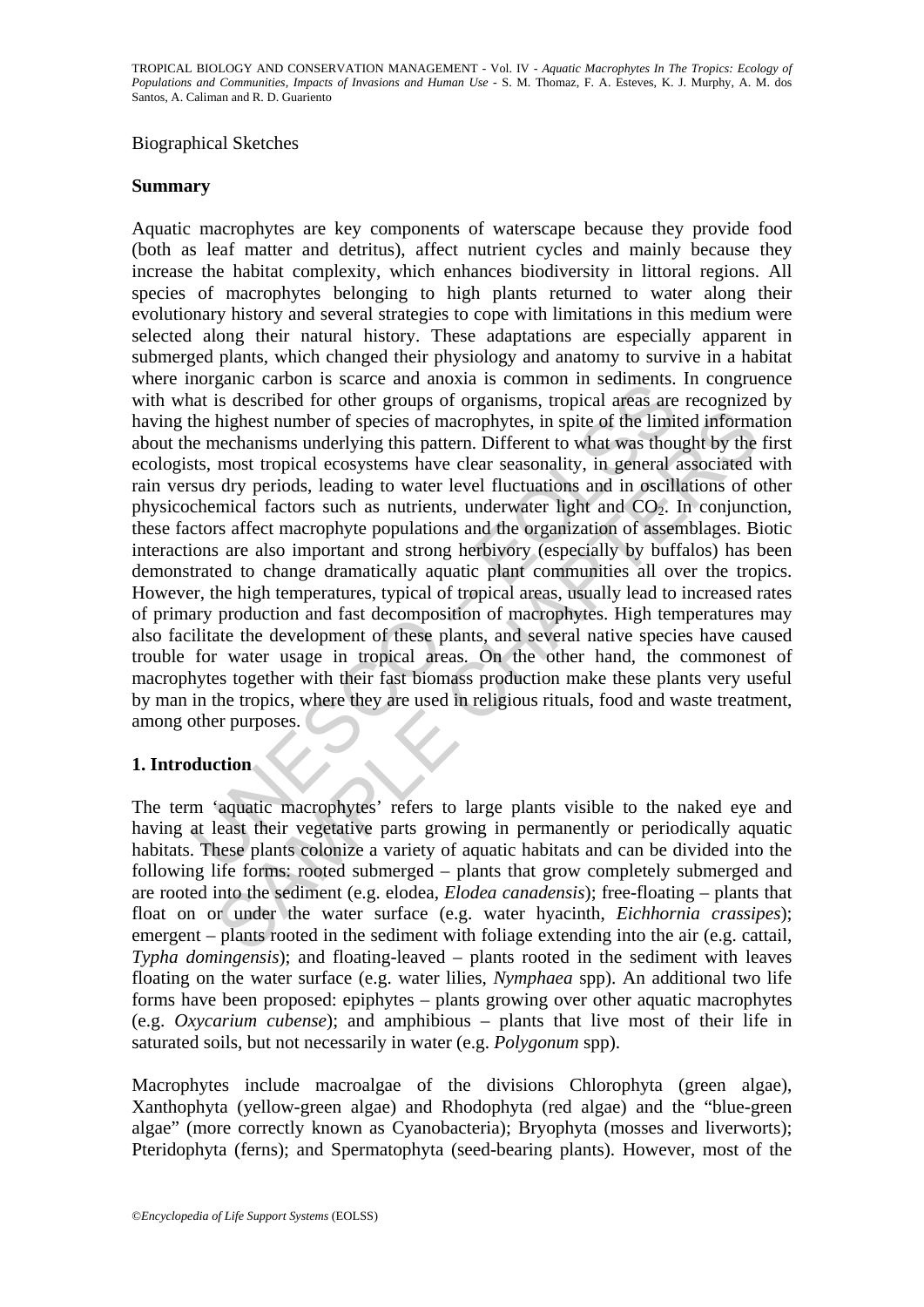Biographical Sketches

## Summary

Aquatic macrophytes are key components of waterscape because they provide food (both as leaf matter and detritus), affect nutrient cycles and mainly because they increase the habitat complexity, which enhances biodiversity in littoral regions. All species of macrophytes belonging to high plants returned to water along their evolutionary history and several strategies to cope with limitations in this medium were selected along their natural history. These adaptations are especially apparent in submerged plants, which changed their physiology and anatomy to survive in a habitat where inorganic carbon is scarce and anoxia is common in sediments. In congruence with what is described for other groups of organisms, tropical areas are recognized by having the highest number of species of macrophytes, in spite of the limited information about the mechanisms underlying this pattern. Different to what was thought by the first ecologists, most tropical ecosystems have clear seasonality, in general associated with rain versus dry periods, leading to water level fluctuations and in oscillations of other physicochemical factors such as nutrients, underwater light and $CO_2$. In conjunction, these factors affect macrophyte populations and the organization of assemblages. Biotic interactions are also important and strong herbivory (especially by buffalos) has been demonstrated to change dramatically aquatic plant communities all over the tropics. However, the high temperatures, typical of tropical areas, usually lead to increased rates of primary production and fast decomposition of macrophytes. High temperatures may also facilitate the development of these plants, and several native species have caused trouble for water usage in tropical areas. On the other hand, the commonest of macrophytes together with their fast biomass production make these plants very useful by man in the tropics, where they are used in religious rituals, food and waste treatment, among other purposes.

## 1. Introduction

The term 'aquatic macrophytes' refers to large plants visible to the naked eye and having at least their vegetative parts growing in permanently or periodically aquatic habitats. These plants colonize a variety of aquatic habitats and can be divided into the following life forms: rooted submerged – plants that grow completely submerged and are rooted into the sediment (e.g. elodea, *Elodea canadensis*); free-floating – plants that float on or under the water surface (e.g. water hyacinth, *Eichhornia crassipes*); emergent – plants rooted in the sediment with foliage extending into the air (e.g. cattail, *Typha domingensis*); and floating-leaved – plants rooted in the sediment with leaves floating on the water surface (e.g. water lilies, *Nymphaea* spp). An additional two life forms have been proposed: epiphytes – plants growing over other aquatic macrophytes (e.g. *Oxycarium cubense*); and amphibious – plants that live most of their life in saturated soils, but not necessarily in water (e.g. *Polygonum* spp).

Macrophytes include macroalgae of the divisions Chlorophyta (green algae), Xanthophyta (yellow-green algae) and Rhodophyta (red algae) and the "blue-green algae" (more correctly known as Cyanobacteria); Bryophyta (mosses and liverworts); Pteridophyta (ferns); and Spermatophyta (seed-bearing plants). However, most of the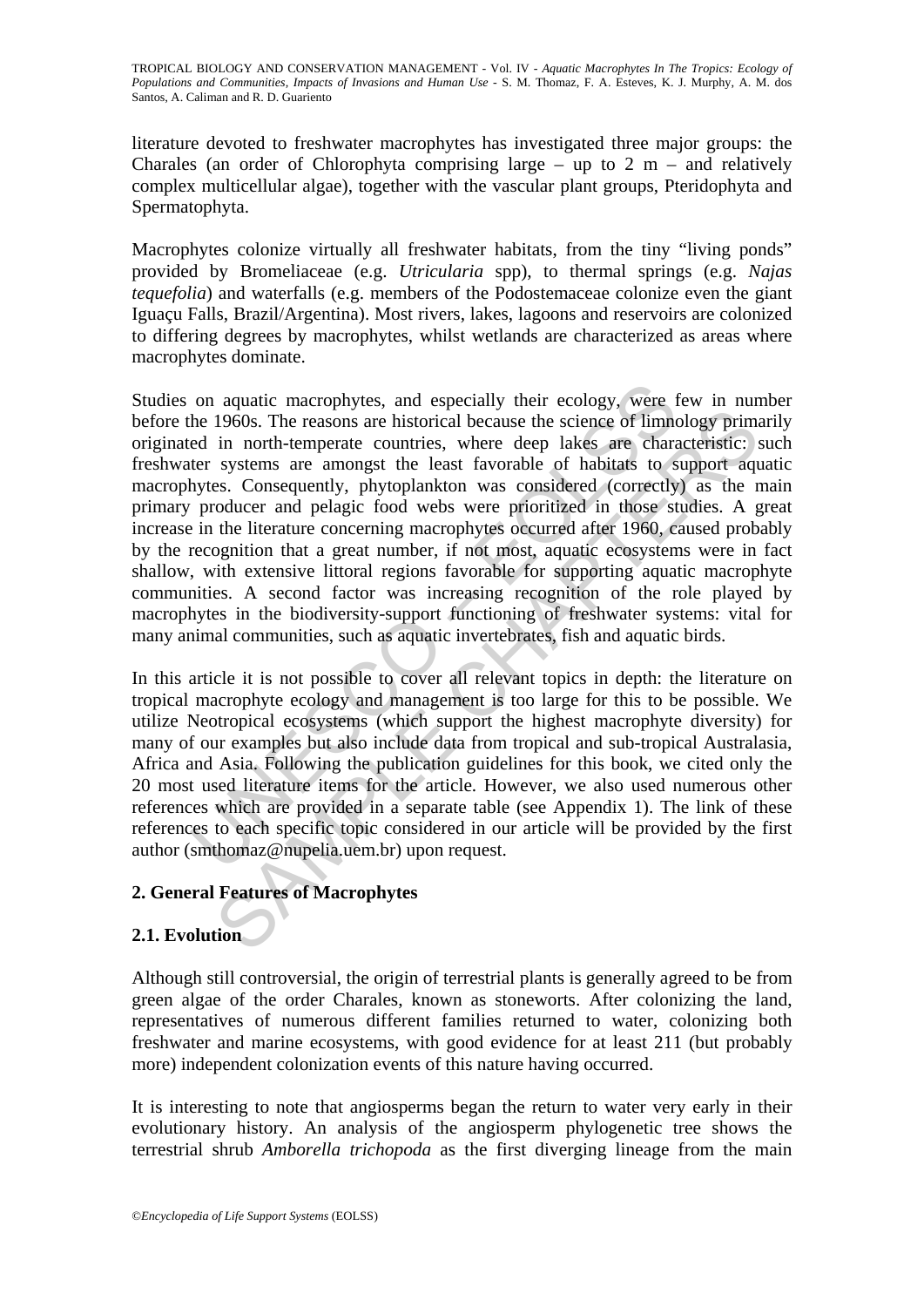literature devoted to freshwater macrophytes has investigated three major groups: the Charales (an order of Chlorophyta comprising large – up to 2 m – and relatively complex multicellular algae), together with the vascular plant groups, Pteridophyta and Spermatophyta.

Macrophytes colonize virtually all freshwater habitats, from the tiny "living ponds" provided by Bromeliaceae (e.g. *Utricularia* spp), to thermal springs (e.g. *Najas tequefolia*) and waterfalls (e.g. members of the Podostemaceae colonize even the giant Iguaçu Falls, Brazil/Argentina). Most rivers, lakes, lagoons and reservoirs are colonized to differing degrees by macrophytes, whilst wetlands are characterized as areas where macrophytes dominate.

Studies on aquatic macrophytes, and especially their ecology, were few in number before the 1960s. The reasons are historical because the science of limnology primarily originated in north-temperate countries, where deep lakes are characteristic: such freshwater systems are amongst the least favorable of habitats to support aquatic macrophytes. Consequently, phytoplankton was considered (correctly) as the main primary producer and pelagic food webs were prioritized in those studies. A great increase in the literature concerning macrophytes occurred after 1960, caused probably by the recognition that a great number, if not most, aquatic ecosystems were in fact shallow, with extensive littoral regions favorable for supporting aquatic macrophyte communities. A second factor was increasing recognition of the role played by macrophytes in the biodiversity-support functioning of freshwater systems: vital for many animal communities, such as aquatic invertebrates, fish and aquatic birds.

In this article it is not possible to cover all relevant topics in depth: the literature on tropical macrophyte ecology and management is too large for this to be possible. We utilize Neotropical ecosystems (which support the highest macrophyte diversity) for many of our examples but also include data from tropical and sub-tropical Australasia, Africa and Asia. Following the publication guidelines for this book, we cited only the 20 most used literature items for the article. However, we also used numerous other references which are provided in a separate table (see Appendix 1). The link of these references to each specific topic considered in our article will be provided by the first author (smthomaz@nupelia.uem.br) upon request.

## 2. General Features of Macrophytes

### 2.1. Evolution

Although still controversial, the origin of terrestrial plants is generally agreed to be from green algae of the order Charales, known as stoneworts. After colonizing the land, representatives of numerous different families returned to water, colonizing both freshwater and marine ecosystems, with good evidence for at least 211 (but probably more) independent colonization events of this nature having occurred.

It is interesting to note that angiosperms began the return to water very early in their evolutionary history. An analysis of the angiosperm phylogenetic tree shows the terrestrial shrub *Amborella trichopoda* as the first diverging lineage from the main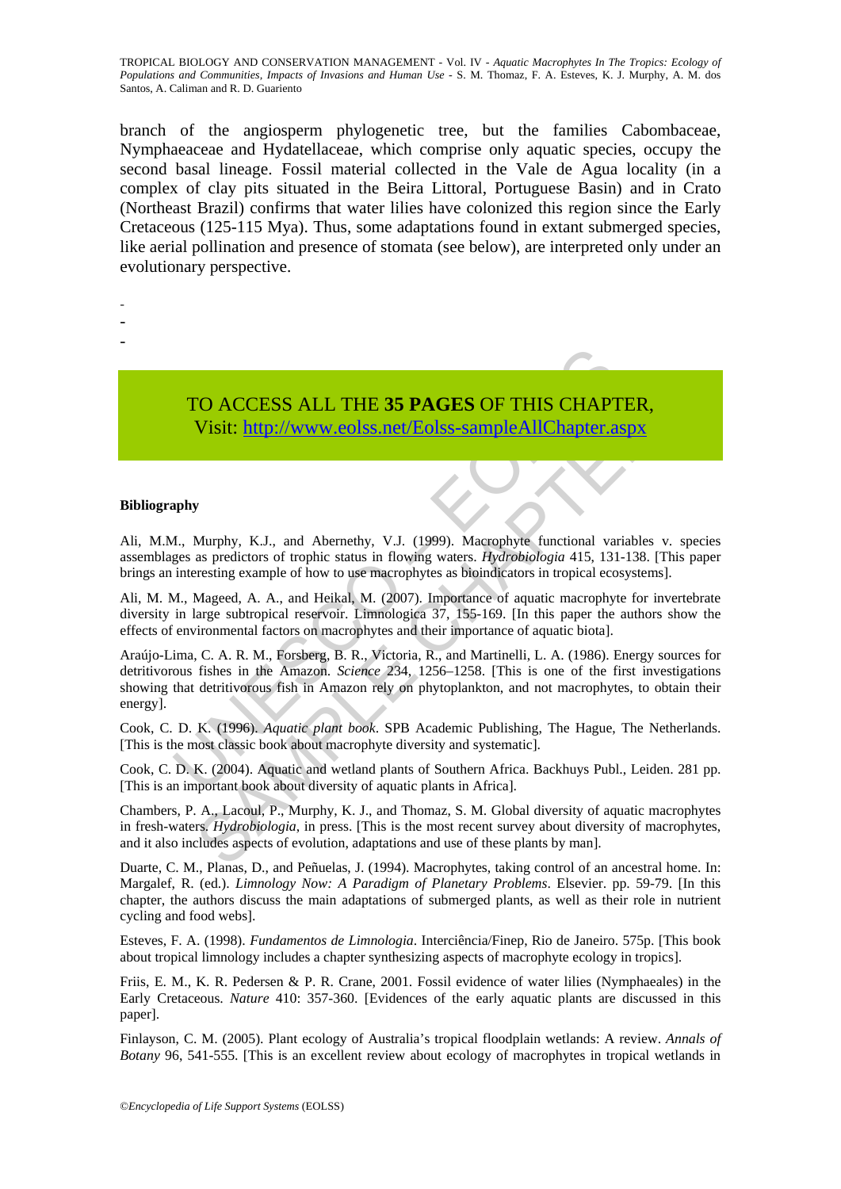branch of the angiosperm phylogenetic tree, but the families Cabombaceae, Nymphaeaceae and Hydatellaceae, which comprise only aquatic species, occupy the second basal lineage. Fossil material collected in the Vale de Agua locality (in a complex of clay pits situated in the Beira Littoral, Portuguese Basin) and in Crato (Northeast Brazil) confirms that water lilies have colonized this region since the Early Cretaceous (125-115 Mya). Thus, some adaptations found in extant submerged species, like aerial pollination and presence of stomata (see below), are interpreted only under an evolutionary perspective.

-
-
-

TO ACCESS ALL THE **35 PAGES** OF THIS CHAPTER,
Visit: http://www.eolss.net/Eolss-sampleAllChapter.aspx

**Bibliography**

Ali, M.M., Murphy, K.J., and Abernethy, V.J. (1999). Macrophyte functional variables v. species assemblages as predictors of trophic status in flowing waters. *Hydrobiologia* 415, 131-138. [This paper brings an interesting example of how to use macrophytes as bioindicators in tropical ecosystems].

Ali, M. M., Mageed, A. A., and Heikal, M. (2007). Importance of aquatic macrophyte for invertebrate diversity in large subtropical reservoir. Limnologica 37, 155-169. [In this paper the authors show the effects of environmental factors on macrophytes and their importance of aquatic biota].

Araújo-Lima, C. A. R. M., Forsberg, B. R., Victoria, R., and Martinelli, L. A. (1986). Energy sources for detritivorous fishes in the Amazon. *Science* 234, 1256–1258. [This is one of the first investigations showing that detritivorous fish in Amazon rely on phytoplankton, and not macrophytes, to obtain their energy].

Cook, C. D. K. (1996). *Aquatic plant book*. SPB Academic Publishing, The Hague, The Netherlands. [This is the most classic book about macrophyte diversity and systematic].

Cook, C. D. K. (2004). Aquatic and wetland plants of Southern Africa. Backhuys Publ., Leiden. 281 pp. [This is an important book about diversity of aquatic plants in Africa].

Chambers, P. A., Lacoul, P., Murphy, K. J., and Thomaz, S. M. Global diversity of aquatic macrophytes in fresh-waters. *Hydrobiologia*, in press. [This is the most recent survey about diversity of macrophytes, and it also includes aspects of evolution, adaptations and use of these plants by man].

Duarte, C. M., Planas, D., and Peñuelas, J. (1994). Macrophytes, taking control of an ancestral home. In: Margalef, R. (ed.). *Limnology Now: A Paradigm of Planetary Problems*. Elsevier. pp. 59-79. [In this chapter, the authors discuss the main adaptations of submerged plants, as well as their role in nutrient cycling and food webs].

Esteves, F. A. (1998). *Fundamentos de Limnologia*. Interciência/Finep, Rio de Janeiro. 575p. [This book about tropical limnology includes a chapter synthesizing aspects of macrophyte ecology in tropics].

Friis, E. M., K. R. Pedersen & P. R. Crane, 2001. Fossil evidence of water lilies (Nymphaeales) in the Early Cretaceous. *Nature* 410: 357-360. [Evidences of the early aquatic plants are discussed in this paper].

Finlayson, C. M. (2005). Plant ecology of Australia's tropical floodplain wetlands: A review. *Annals of Botany* 96, 541-555. [This is an excellent review about ecology of macrophytes in tropical wetlands in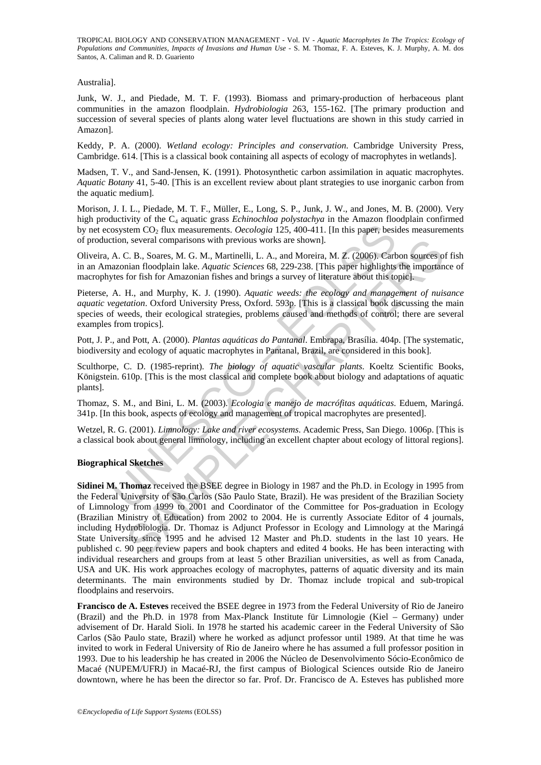Australia].

Junk, W. J., and Piedade, M. T. F. (1993). Biomass and primary-production of herbaceous plant communities in the amazon floodplain. *Hydrobiologia* 263, 155-162. [The primary production and succession of several species of plants along water level fluctuations are shown in this study carried in Amazon].

Keddy, P. A. (2000). *Wetland ecology: Principles and conservation*. Cambridge University Press, Cambridge. 614. [This is a classical book containing all aspects of ecology of macrophytes in wetlands].

Madsen, T. V., and Sand-Jensen, K. (1991). Photosynthetic carbon assimilation in aquatic macrophytes. *Aquatic Botany* 41, 5-40. [This is an excellent review about plant strategies to use inorganic carbon from the aquatic medium].

Morison, J. I. L., Piedade, M. T. F., Müller, E., Long, S. P., Junk, J. W., and Jones, M. B. (2000). Very high productivity of the $C_4$ aquatic grass *Echinochloa polystachya* in the Amazon floodplain confirmed by net ecosystem $CO_2$ flux measurements. *Oecologia* 125, 400-411. [In this paper, besides measurements of production, several comparisons with previous works are shown].

Oliveira, A. C. B., Soares, M. G. M., Martinelli, L. A., and Moreira, M. Z. (2006). Carbon sources of fish in an Amazonian floodplain lake. *Aquatic Sciences* 68, 229-238. [This paper highlights the importance of macrophytes for fish for Amazonian fishes and brings a survey of literature about this topic].

Pieterse, A. H., and Murphy, K. J. (1990). *Aquatic weeds: the ecology and management of nuisance aquatic vegetation*. Oxford University Press, Oxford. 593p. [This is a classical book discussing the main species of weeds, their ecological strategies, problems caused and methods of control; there are several examples from tropics].

Pott, J. P., and Pott, A. (2000). *Plantas aquáticas do Pantanal*. Embrapa, Brasília. 404p. [The systematic, biodiversity and ecology of aquatic macrophytes in Pantanal, Brazil, are considered in this book].

Sculthorpe, C. D. (1985-reprint). *The biology of aquatic vascular plants*. Koeltz Scientific Books, Königstein. 610p. [This is the most classical and complete book about biology and adaptations of aquatic plants].

Thomaz, S. M., and Bini, L. M. (2003). *Ecologia e manejo de macrófitas aquáticas*. Eduem, Maringá. 341p. [In this book, aspects of ecology and management of tropical macrophytes are presented].

Wetzel, R. G. (2001). *Limnology: Lake and river ecosystems*. Academic Press, San Diego. 1006p. [This is a classical book about general limnology, including an excellent chapter about ecology of littoral regions].

**Biographical Sketches**

**Sidinei M. Thomaz** received the BSEE degree in Biology in 1987 and the Ph.D. in Ecology in 1995 from the Federal University of São Carlos (São Paulo State, Brazil). He was president of the Brazilian Society of Limnology from 1999 to 2001 and Coordinator of the Committee for Pos-graduation in Ecology (Brazilian Ministry of Education) from 2002 to 2004. He is currently Associate Editor of 4 journals, including Hydrobiologia. Dr. Thomaz is Adjunct Professor in Ecology and Limnology at the Maringá State University since 1995 and he advised 12 Master and Ph.D. students in the last 10 years. He published c. 90 peer review papers and book chapters and edited 4 books. He has been interacting with individual researchers and groups from at least 5 other Brazilian universities, as well as from Canada, USA and UK. His work approaches ecology of macrophytes, patterns of aquatic diversity and its main determinants. The main environments studied by Dr. Thomaz include tropical and sub-tropical floodplains and reservoirs.

**Francisco de A. Esteves** received the BSEE degree in 1973 from the Federal University of Rio de Janeiro (Brazil) and the Ph.D. in 1978 from Max-Planck Institute für Limnologie (Kiel – Germany) under advisement of Dr. Harald Sioli. In 1978 he started his academic career in the Federal University of São Carlos (São Paulo state, Brazil) where he worked as adjunct professor until 1989. At that time he was invited to work in Federal University of Rio de Janeiro where he has assumed a full professor position in 1993. Due to his leadership he has created in 2006 the Núcleo de Desenvolvimento Sócio-Econômico de Macaé (NUPEM/UFRJ) in Macaé-RJ, the first campus of Biological Sciences outside Rio de Janeiro downtown, where he has been the director so far. Prof. Dr. Francisco de A. Esteves has published more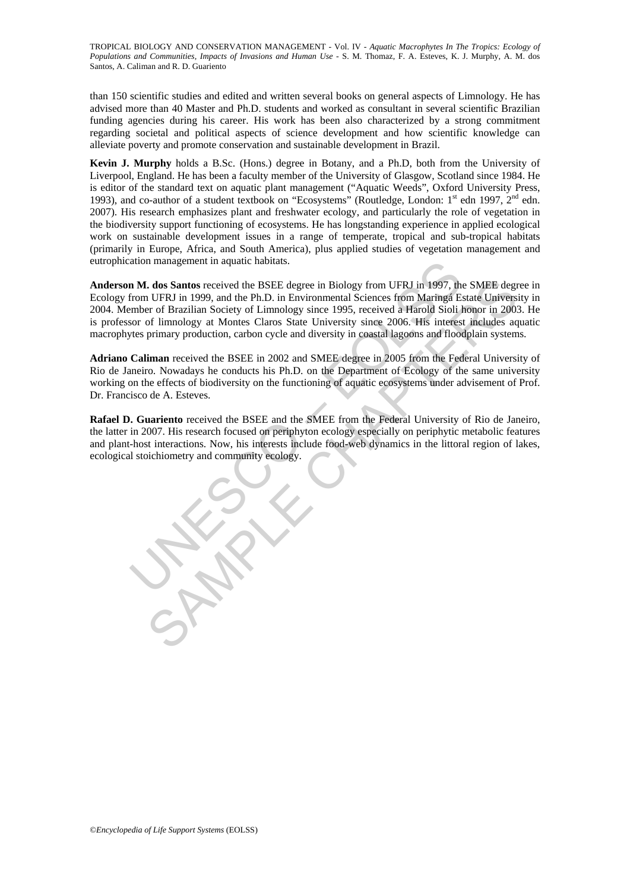than 150 scientific studies and edited and written several books on general aspects of Limnology. He has advised more than 40 Master and Ph.D. students and worked as consultant in several scientific Brazilian funding agencies during his career. His work has been also characterized by a strong commitment regarding societal and political aspects of science development and how scientific knowledge can alleviate poverty and promote conservation and sustainable development in Brazil.

**Kevin J. Murphy** holds a B.Sc. (Hons.) degree in Botany, and a Ph.D, both from the University of Liverpool, England. He has been a faculty member of the University of Glasgow, Scotland since 1984. He is editor of the standard text on aquatic plant management ("Aquatic Weeds", Oxford University Press, 1993), and co-author of a student textbook on "Ecosystems" (Routledge, London: 1st edn 1997, 2nd edn. 2007). His research emphasizes plant and freshwater ecology, and particularly the role of vegetation in the biodiversity support functioning of ecosystems. He has longstanding experience in applied ecological work on sustainable development issues in a range of temperate, tropical and sub-tropical habitats (primarily in Europe, Africa, and South America), plus applied studies of vegetation management and eutrophication management in aquatic habitats.

**Anderson M. dos Santos** received the BSEE degree in Biology from UFRJ in 1997, the SMEE degree in Ecology from UFRJ in 1999, and the Ph.D. in Environmental Sciences from Maringá Estate University in 2004. Member of Brazilian Society of Limnology since 1995, received a Harold Sioli honor in 2003. He is professor of limnology at Montes Claros State University since 2006. His interest includes aquatic macrophytes primary production, carbon cycle and diversity in coastal lagoons and floodplain systems.

**Adriano Caliman** received the BSEE in 2002 and SMEE degree in 2005 from the Federal University of Rio de Janeiro. Nowadays he conducts his Ph.D. on the Department of Ecology of the same university working on the effects of biodiversity on the functioning of aquatic ecosystems under advisement of Prof. Dr. Francisco de A. Esteves.

**Rafael D. Guariento** received the BSEE and the SMEE from the Federal University of Rio de Janeiro, the latter in 2007. His research focused on periphyton ecology especially on periphytic metabolic features and plant-host interactions. Now, his interests include food-web dynamics in the littoral region of lakes, ecological stoichiometry and community ecology.